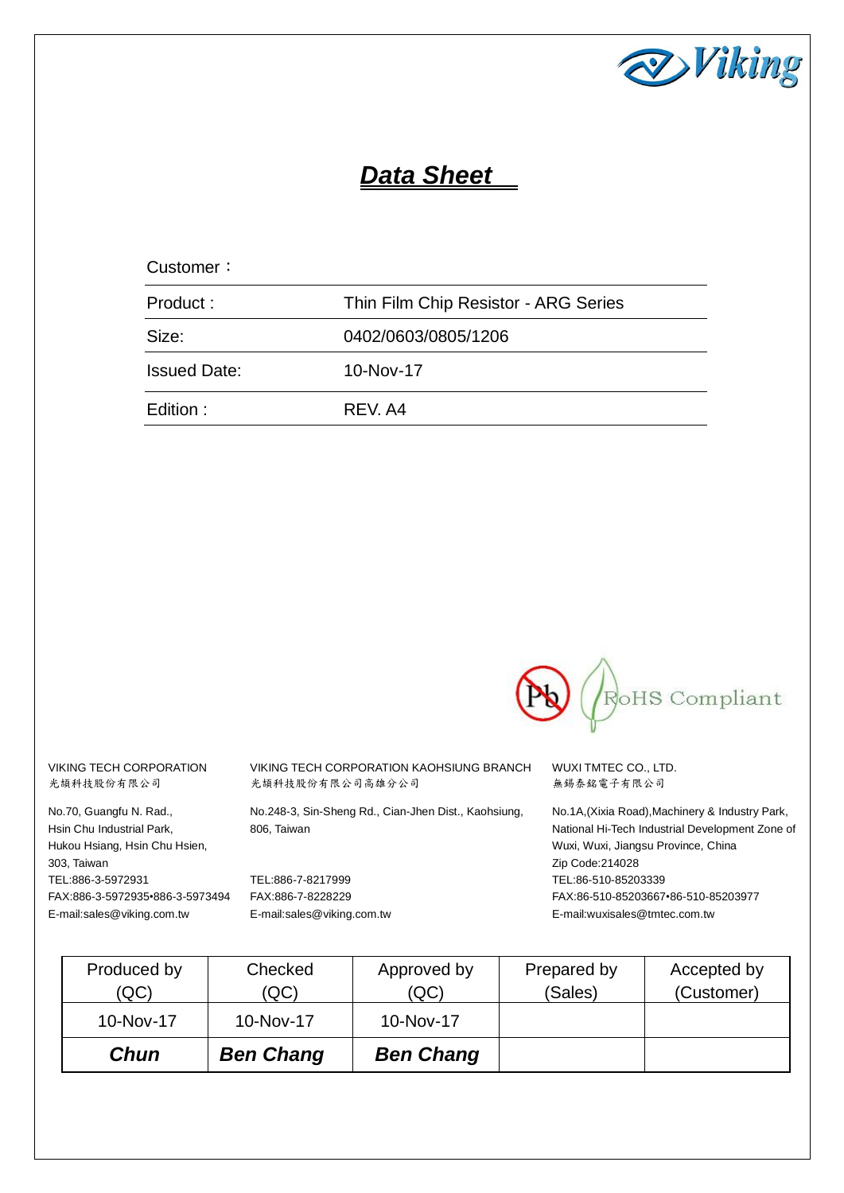# *Data Sheet*

| Customer： | |
|---|---|
| Product : | Thin Film Chip Resistor - ARG Series |
| Size: | 0402/0603/0805/1206 |
| Issued Date: | 10-Nov-17 |
| Edition : | REV. A4 |

RoHS Compliant

VIKING TECH CORPORATION
光頡科技股份有限公司

No.70, Guangfu N. Rad.,
Hsin Chu Industrial Park,
Hukou Hsiang, Hsin Chu Hsien,
303, Taiwan
TEL:886-3-5972931
FAX:886-3-5972935•886-3-5973494
E-mail:sales@viking.com.tw

VIKING TECH CORPORATION KAOHSIUNG BRANCH
光頡科技股份有限公司高雄分公司

No.248-3, Sin-Sheng Rd., Cian-Jhen Dist., Kaohsiung,
806, Taiwan

TEL:886-7-8217999
FAX:886-7-8228229
E-mail:sales@viking.com.tw

WUXI TMTEC CO., LTD.
無錫泰銘電子有限公司

No.1A,(Xixia Road),Machinery & Industry Park,
National Hi-Tech Industrial Development Zone of
Wuxi, Wuxi, Jiangsu Province, China
Zip Code:214028
TEL:86-510-85203339
FAX:86-510-85203667•86-510-85203977
E-mail:wuxisales@tmtec.com.tw

| Produced by (QC) | Checked (QC) | Approved by (QC) | Prepared by (Sales) | Accepted by (Customer) |
|---|---|---|---|---|
| 10-Nov-17 | 10-Nov-17 | 10-Nov-17 | | |
| ***Chun*** | ***Ben Chang*** | ***Ben Chang*** | | |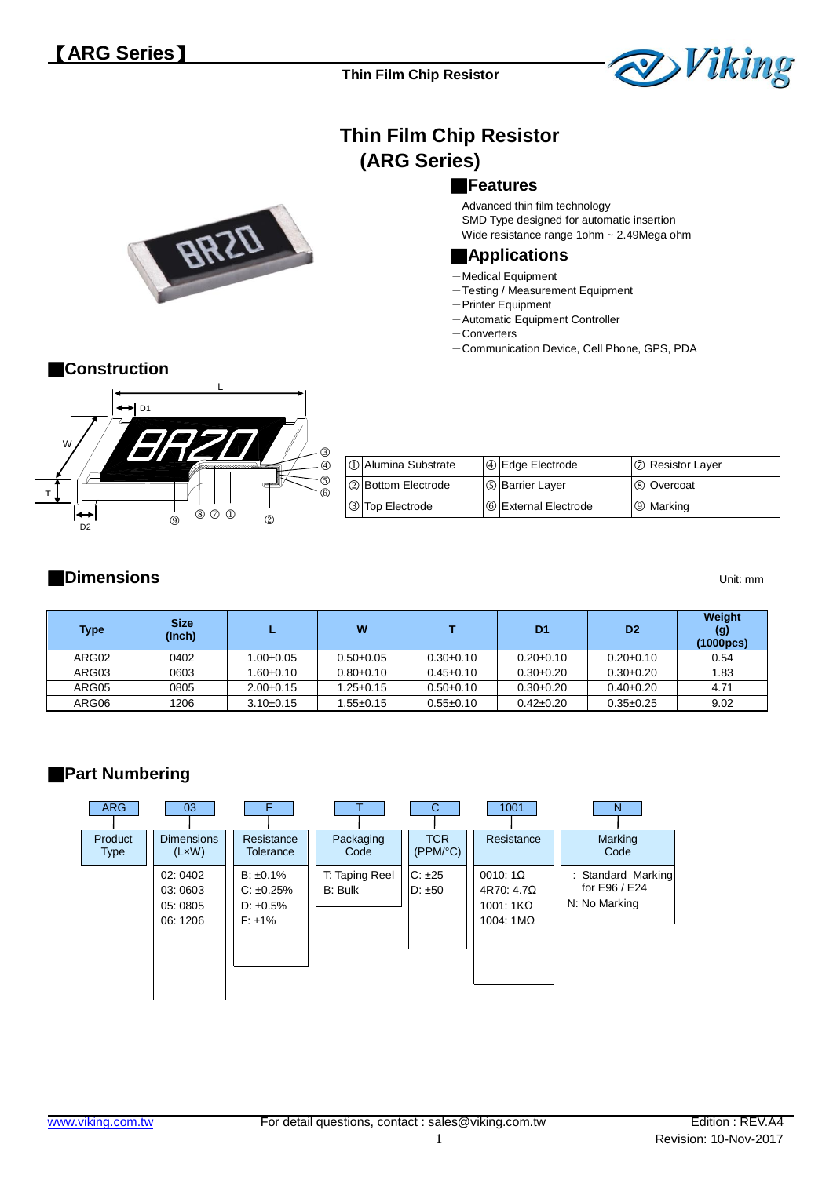# Thin Film Chip Resistor (ARG Series)

## Features

- Advanced thin film technology
- SMD Type designed for automatic insertion
- Wide resistance range 1ohm ~ 2.49Mega ohm

## Applications

- Medical Equipment
- Testing / Measurement Equipment
- Printer Equipment
- Automatic Equipment Controller
- Converters
- Communication Device, Cell Phone, GPS, PDA

## Construction

| | | | | | |
|---|---|---|---|---|---|
| ① | Alumina Substrate | ④ | Edge Electrode | ⑦ | Resistor Layer |
| ② | Bottom Electrode | ⑤ | Barrier Layer | ⑧ | Overcoat |
| ③ | Top Electrode | ⑥ | External Electrode | ⑨ | Marking |

## Dimensions

Unit: mm

| Type | Size (Inch) | L | W | T | D1 | D2 | Weight (g) (1000pcs) |
|---|---|---|---|---|---|---|---|
| ARG02 | 0402 | 1.00±0.05 | 0.50±0.05 | 0.30±0.10 | 0.20±0.10 | 0.20±0.10 | 0.54 |
| ARG03 | 0603 | 1.60±0.10 | 0.80±0.10 | 0.45±0.10 | 0.30±0.20 | 0.30±0.20 | 1.83 |
| ARG05 | 0805 | 2.00±0.15 | 1.25±0.15 | 0.50±0.10 | 0.30±0.20 | 0.40±0.20 | 4.71 |
| ARG06 | 1206 | 3.10±0.15 | 1.55±0.15 | 0.55±0.10 | 0.42±0.20 | 0.35±0.25 | 9.02 |

## Part Numbering

| ARG | 03 | F | T | C | 1001 | N |
|---|---|---|---|---|---|---|
| Product Type | Dimensions (L×W) | Resistance Tolerance | Packaging Code | TCR (PPM/°C) | Resistance | Marking Code |
| | 02: 0402<br>03: 0603<br>05: 0805<br>06: 1206 | B: ±0.1%<br>C: ±0.25%<br>D: ±0.5%<br>F: ±1% | T: Taping Reel<br>B: Bulk | C: ±25<br>D: ±50 | 0010: 1Ω<br>4R70: 4.7Ω<br>1001: 1KΩ<br>1004: 1MΩ | : Standard Marking for E96 / E24<br>N: No Marking |

www.viking.com.tw For detail questions, contact : sales@viking.com.tw Edition : REV.A4 Revision: 10-Nov-2017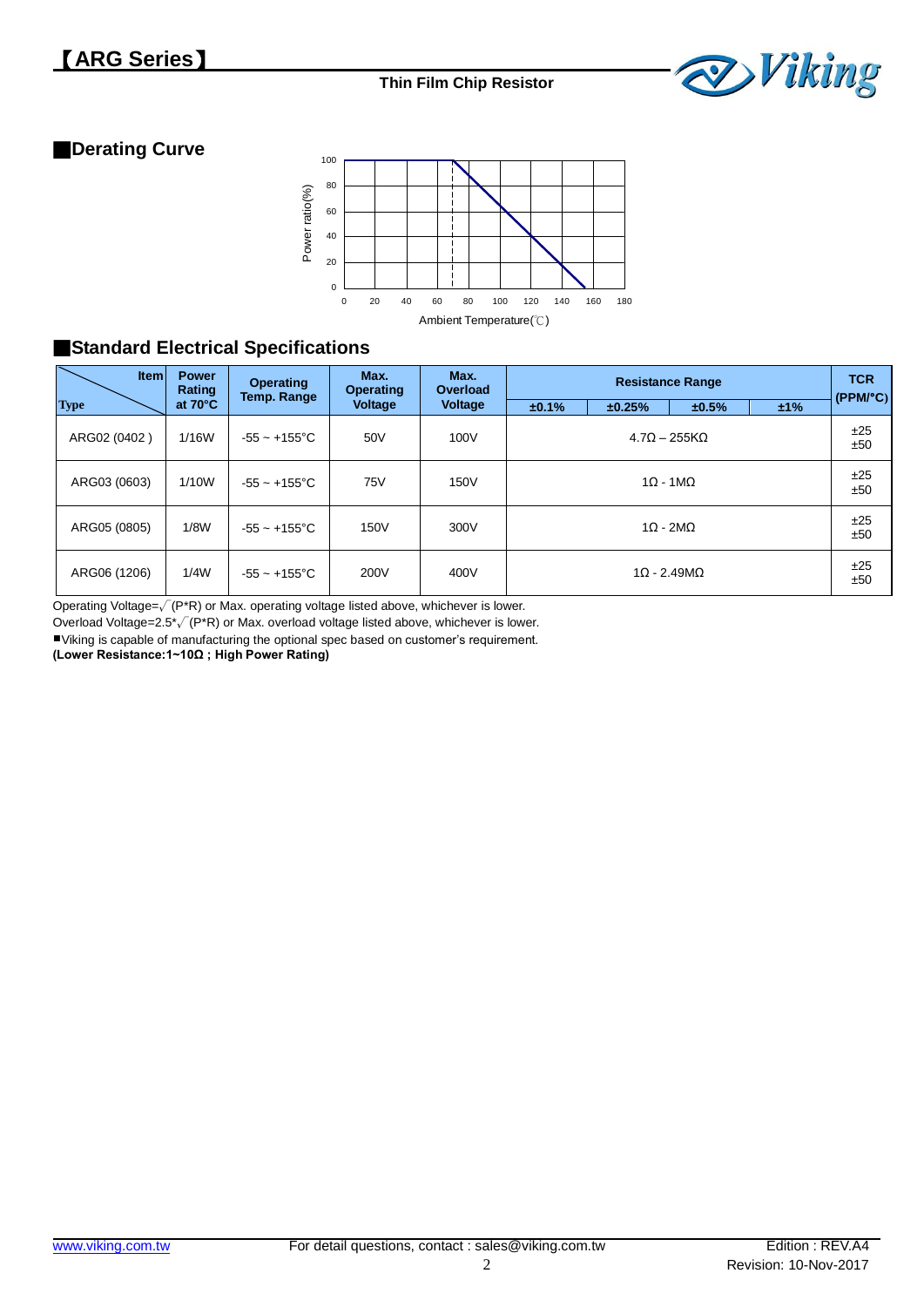## ■Derating Curve

## ■Standard Electrical Specifications

| Type \ Item | Power Rating at 70°C | Operating Temp. Range | Max. Operating Voltage | Max. Overload Voltage | Resistance Range | | | | TCR (PPM/°C) |
|---|---|---|---|---|---|---|---|---|---|
| | | | | | ±0.1% | ±0.25% | ±0.5% | ±1% | |
| ARG02 (0402 ) | 1/16W | -55 ~ +155°C | 50V | 100V | 4.7Ω – 255KΩ | | | | ±25 ±50 |
| ARG03 (0603) | 1/10W | -55 ~ +155°C | 75V | 150V | 1Ω - 1MΩ | | | | ±25 ±50 |
| ARG05 (0805) | 1/8W | -55 ~ +155°C | 150V | 300V | 1Ω - 2MΩ | | | | ±25 ±50 |
| ARG06 (1206) | 1/4W | -55 ~ +155°C | 200V | 400V | 1Ω - 2.49MΩ | | | | ±25 ±50 |

Operating Voltage=$\sqrt{(P*R)}$ or Max. operating voltage listed above, whichever is lower.

Overload Voltage=$2.5*\sqrt{(P*R)}$ or Max. overload voltage listed above, whichever is lower.

■Viking is capable of manufacturing the optional spec based on customer's requirement.

**(Lower Resistance:1~10Ω ; High Power Rating)**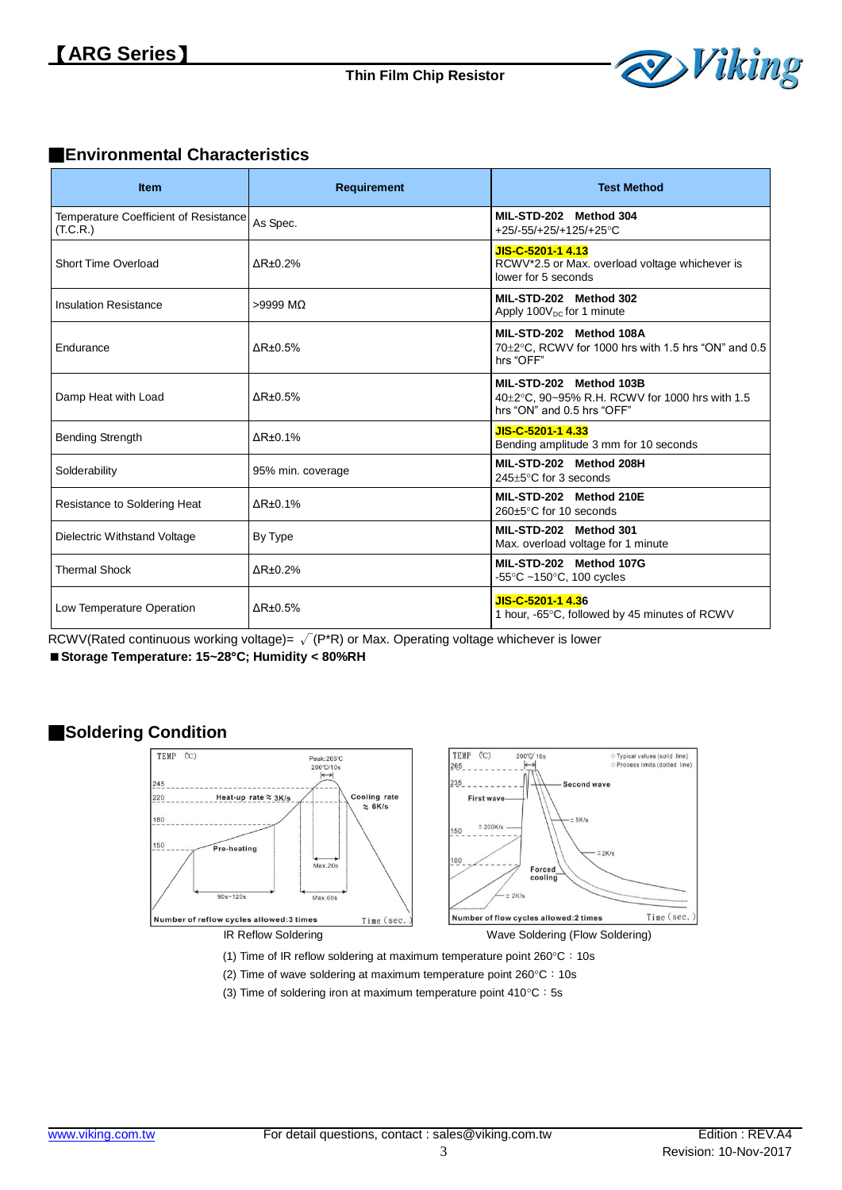## Environmental Characteristics

| Item | Requirement | Test Method |
|---|---|---|
| Temperature Coefficient of Resistance (T.C.R.) | As Spec. | **MIL-STD-202 Method 304**<br>+25/-55/+25/+125/+25°C |
| Short Time Overload | ΔR±0.2% | **JIS-C-5201-1 4.13**<br>RCWV*2.5 or Max. overload voltage whichever is lower for 5 seconds |
| Insulation Resistance | >9999 MΩ | **MIL-STD-202 Method 302**<br>Apply $100V_{DC}$ for 1 minute |
| Endurance | ΔR±0.5% | **MIL-STD-202 Method 108A**<br>70±2°C, RCWV for 1000 hrs with 1.5 hrs "ON" and 0.5 hrs "OFF" |
| Damp Heat with Load | ΔR±0.5% | **MIL-STD-202 Method 103B**<br>40±2°C, 90~95% R.H. RCWV for 1000 hrs with 1.5 hrs "ON" and 0.5 hrs "OFF" |
| Bending Strength | ΔR±0.1% | **JIS-C-5201-1 4.33**<br>Bending amplitude 3 mm for 10 seconds |
| Solderability | 95% min. coverage | **MIL-STD-202 Method 208H**<br>245±5°C for 3 seconds |
| Resistance to Soldering Heat | ΔR±0.1% | **MIL-STD-202 Method 210E**<br>260±5°C for 10 seconds |
| Dielectric Withstand Voltage | By Type | **MIL-STD-202 Method 301**<br>Max. overload voltage for 1 minute |
| Thermal Shock | ΔR±0.2% | **MIL-STD-202 Method 107G**<br>-55°C ~150°C, 100 cycles |
| Low Temperature Operation | ΔR±0.5% | **JIS-C-5201-1 4.36**<br>1 hour, -65°C, followed by 45 minutes of RCWV |

RCWV(Rated continuous working voltage)= $\sqrt{(P*R)}$ or Max. Operating voltage whichever is lower

■ **Storage Temperature: 15~28°C; Humidity < 80%RH**

## Soldering Condition

IR Reflow Soldering

Wave Soldering (Flow Soldering)

(1) Time of IR reflow soldering at maximum temperature point 260°C：10s

(2) Time of wave soldering at maximum temperature point 260°C：10s

(3) Time of soldering iron at maximum temperature point 410°C：5s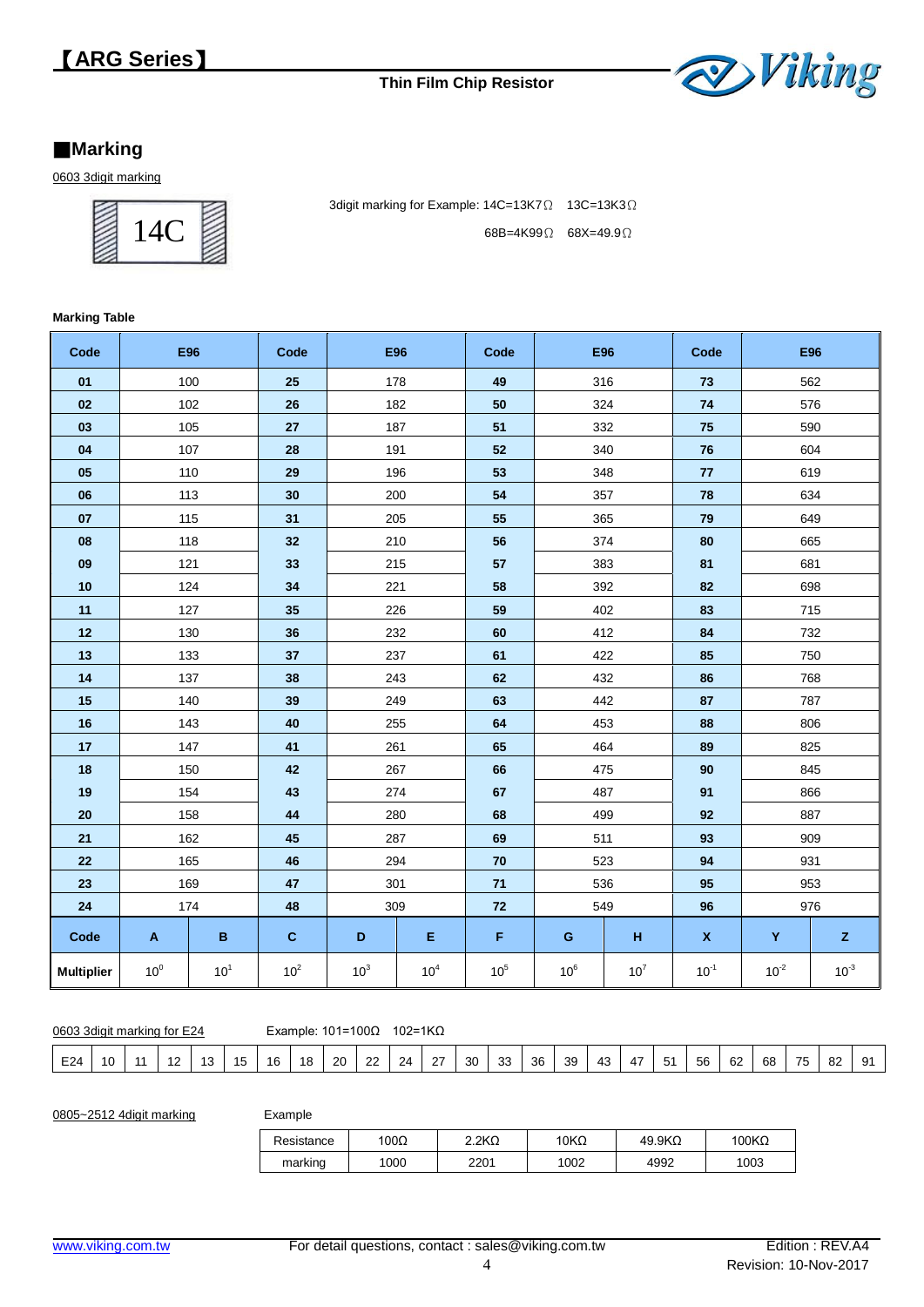## ■Marking

0603 3digit marking

14C

3digit marking for Example: 14C=13K7Ω   13C=13K3Ω

68B=4K99Ω   68X=49.9Ω

**Marking Table**

| Code | E96 | | Code | E96 | | Code | E96 | | Code | E96 | |
|---|---|---|---|---|---|---|---|---|---|---|---|
| **01** | 100 | | **25** | 178 | | **49** | 316 | | **73** | 562 | |
| **02** | 102 | | **26** | 182 | | **50** | 324 | | **74** | 576 | |
| **03** | 105 | | **27** | 187 | | **51** | 332 | | **75** | 590 | |
| **04** | 107 | | **28** | 191 | | **52** | 340 | | **76** | 604 | |
| **05** | 110 | | **29** | 196 | | **53** | 348 | | **77** | 619 | |
| **06** | 113 | | **30** | 200 | | **54** | 357 | | **78** | 634 | |
| **07** | 115 | | **31** | 205 | | **55** | 365 | | **79** | 649 | |
| **08** | 118 | | **32** | 210 | | **56** | 374 | | **80** | 665 | |
| **09** | 121 | | **33** | 215 | | **57** | 383 | | **81** | 681 | |
| **10** | 124 | | **34** | 221 | | **58** | 392 | | **82** | 698 | |
| **11** | 127 | | **35** | 226 | | **59** | 402 | | **83** | 715 | |
| **12** | 130 | | **36** | 232 | | **60** | 412 | | **84** | 732 | |
| **13** | 133 | | **37** | 237 | | **61** | 422 | | **85** | 750 | |
| **14** | 137 | | **38** | 243 | | **62** | 432 | | **86** | 768 | |
| **15** | 140 | | **39** | 249 | | **63** | 442 | | **87** | 787 | |
| **16** | 143 | | **40** | 255 | | **64** | 453 | | **88** | 806 | |
| **17** | 147 | | **41** | 261 | | **65** | 464 | | **89** | 825 | |
| **18** | 150 | | **42** | 267 | | **66** | 475 | | **90** | 845 | |
| **19** | 154 | | **43** | 274 | | **67** | 487 | | **91** | 866 | |
| **20** | 158 | | **44** | 280 | | **68** | 499 | | **92** | 887 | |
| **21** | 162 | | **45** | 287 | | **69** | 511 | | **93** | 909 | |
| **22** | 165 | | **46** | 294 | | **70** | 523 | | **94** | 931 | |
| **23** | 169 | | **47** | 301 | | **71** | 536 | | **95** | 953 | |
| **24** | 174 | | **48** | 309 | | **72** | 549 | | **96** | 976 | |
| **Code** | **A** | **B** | **C** | **D** | **E** | **F** | **G** | **H** | **X** | **Y** | **Z** |
| **Multiplier** | $10^0$ | $10^1$ | $10^2$ | $10^3$ | $10^4$ | $10^5$ | $10^6$ | $10^7$ | $10^{-1}$ | $10^{-2}$ | $10^{-3}$ |

0603 3digit marking for E24   Example: 101=100Ω   102=1KΩ

| E24 | 10 | 11 | 12 | 13 | 15 | 16 | 18 | 20 | 22 | 24 | 27 | 30 | 33 | 36 | 39 | 43 | 47 | 51 | 56 | 62 | 68 | 75 | 82 | 91 |
|---|---|---|---|---|---|---|---|---|---|---|---|---|---|---|---|---|---|---|---|---|---|---|---|---|

0805~2512 4digit marking

Example

| Resistance | 100Ω | 2.2KΩ | 10KΩ | 49.9KΩ | 100KΩ |
|---|---|---|---|---|---|
| marking | 1000 | 2201 | 1002 | 4992 | 1003 |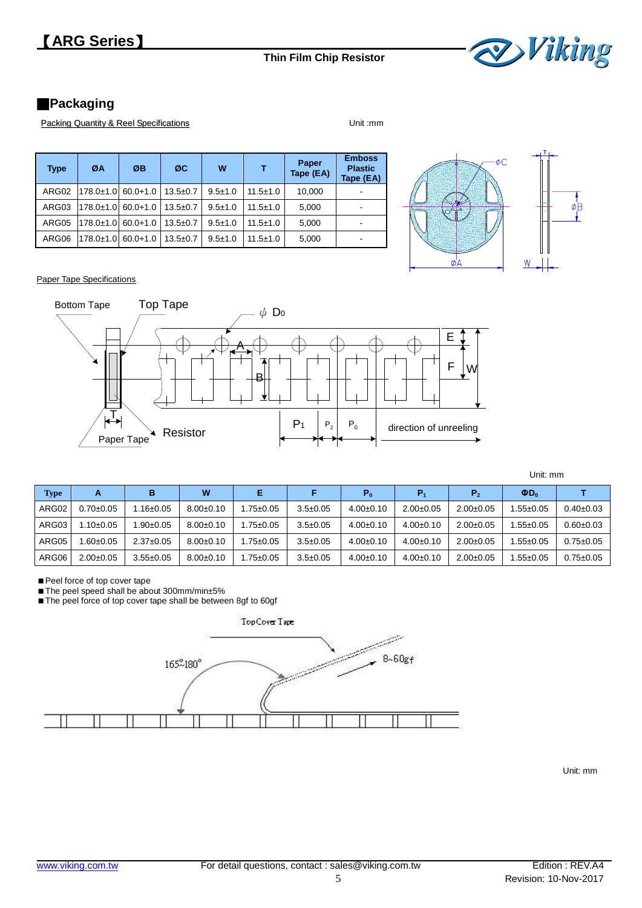## Packaging

Packing Quantity & Reel Specifications

Unit :mm

| Type | ØA | ØB | ØC | W | T | Paper Tape (EA) | Emboss Plastic Tape (EA) |
|---|---|---|---|---|---|---|---|
| ARG02 | 178.0±1.0 | 60.0+1.0 | 13.5±0.7 | 9.5±1.0 | 11.5±1.0 | 10,000 | - |
| ARG03 | 178.0±1.0 | 60.0+1.0 | 13.5±0.7 | 9.5±1.0 | 11.5±1.0 | 5,000 | - |
| ARG05 | 178.0±1.0 | 60.0+1.0 | 13.5±0.7 | 9.5±1.0 | 11.5±1.0 | 5,000 | - |
| ARG06 | 178.0±1.0 | 60.0+1.0 | 13.5±0.7 | 9.5±1.0 | 11.5±1.0 | 5,000 | - |

Paper Tape Specifications

Bottom Tape, Top Tape, $\phi$ D0, E, F, W, A, B, T, Paper Tape, Resistor, $P_1$, $P_2$, $P_0$, direction of unreeling

Unit: mm

| Type | A | B | W | E | F | $P_0$ | $P_1$ | $P_2$ | $\Phi D_0$ | T |
|---|---|---|---|---|---|---|---|---|---|---|
| ARG02 | 0.70±0.05 | 1.16±0.05 | 8.00±0.10 | 1.75±0.05 | 3.5±0.05 | 4.00±0.10 | 2.00±0.05 | 2.00±0.05 | 1.55±0.05 | 0.40±0.03 |
| ARG03 | 1.10±0.05 | 1.90±0.05 | 8.00±0.10 | 1.75±0.05 | 3.5±0.05 | 4.00±0.10 | 4.00±0.10 | 2.00±0.05 | 1.55±0.05 | 0.60±0.03 |
| ARG05 | 1.60±0.05 | 2.37±0.05 | 8.00±0.10 | 1.75±0.05 | 3.5±0.05 | 4.00±0.10 | 4.00±0.10 | 2.00±0.05 | 1.55±0.05 | 0.75±0.05 |
| ARG06 | 2.00±0.05 | 3.55±0.05 | 8.00±0.10 | 1.75±0.05 | 3.5±0.05 | 4.00±0.10 | 4.00±0.10 | 2.00±0.05 | 1.55±0.05 | 0.75±0.05 |

- Peel force of top cover tape
- The peel speed shall be about 300mm/min±5%
- The peel force of top cover tape shall be between 8gf to 60gf

Top Cover Tape, 165°~180°, 8~60gf

Unit: mm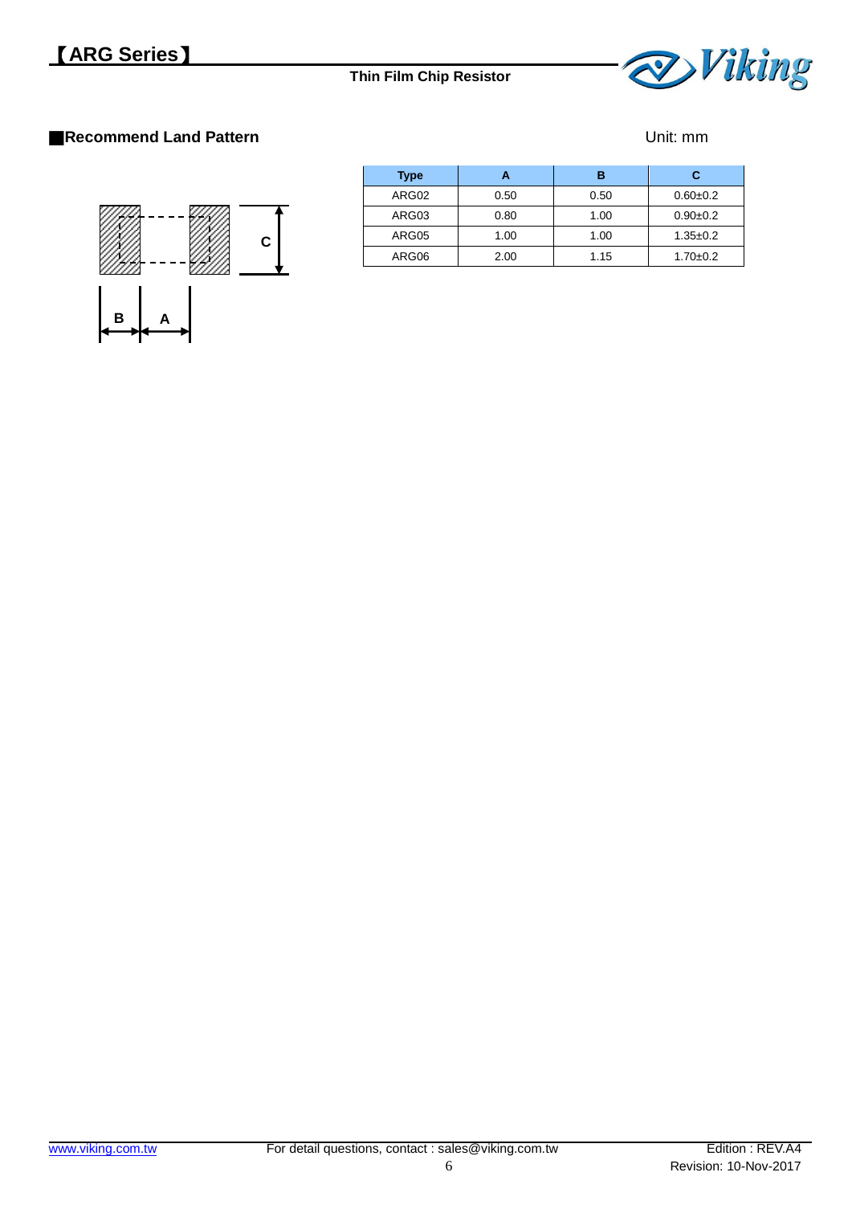## Recommend Land Pattern

Unit: mm

| Type | A | B | C |
|---|---|---|---|
| ARG02 | 0.50 | 0.50 | 0.60±0.2 |
| ARG03 | 0.80 | 1.00 | 0.90±0.2 |
| ARG05 | 1.00 | 1.00 | 1.35±0.2 |
| ARG06 | 2.00 | 1.15 | 1.70±0.2 |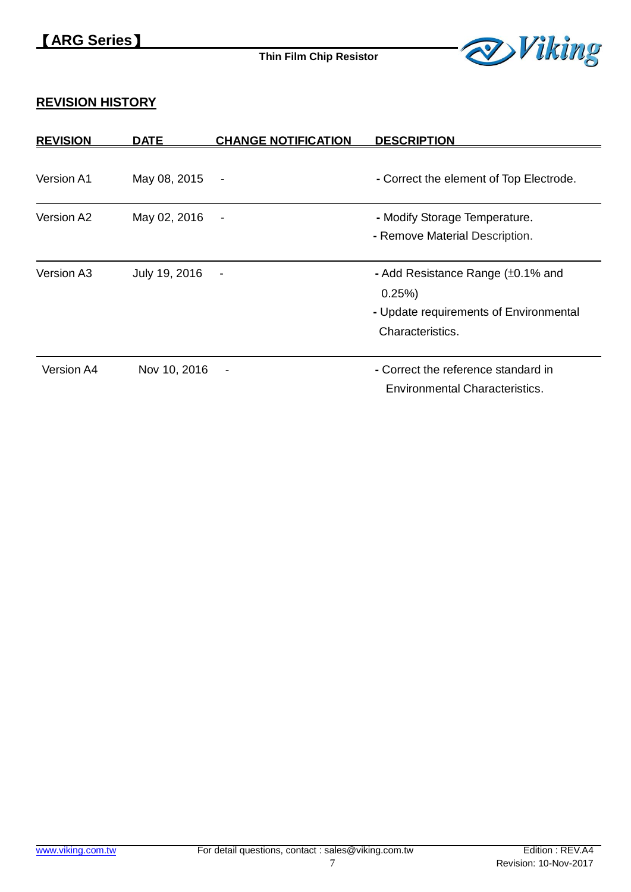## REVISION HISTORY

| REVISION | DATE | CHANGE NOTIFICATION | DESCRIPTION |
|---|---|---|---|
| Version A1 | May 08, 2015 | - | - Correct the element of Top Electrode. |
| Version A2 | May 02, 2016 | - | - Modify Storage Temperature.<br>- Remove Material Description. |
| Version A3 | July 19, 2016 | - | - Add Resistance Range (±0.1% and 0.25%)<br>- Update requirements of Environmental Characteristics. |
| Version A4 | Nov 10, 2016 | - | - Correct the reference standard in Environmental Characteristics. |